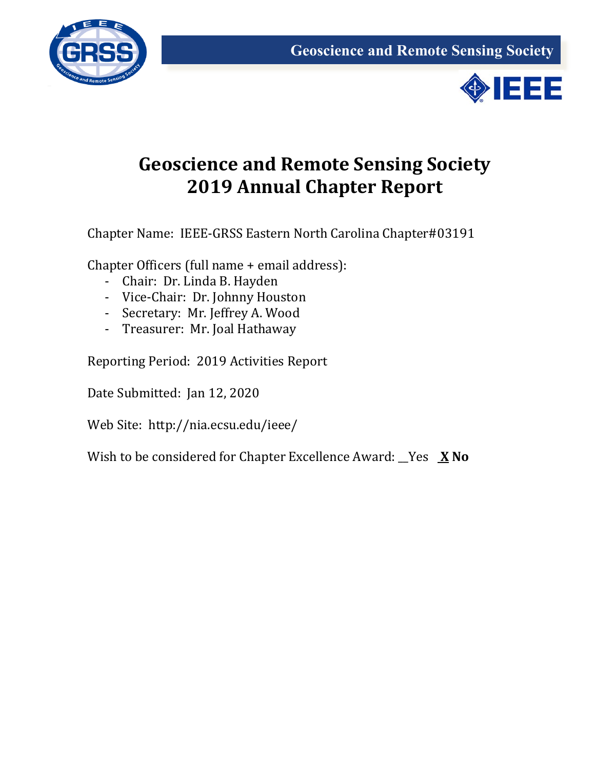# Geoscience and Remote Sensing Society
# 2019 Annual Chapter Report

Chapter Name: IEEE-GRSS Eastern North Carolina Chapter#03191

Chapter Officers (full name + email address):

- Chair: Dr. Linda B. Hayden
- Vice-Chair: Dr. Johnny Houston
- Secretary: Mr. Jeffrey A. Wood
- Treasurer: Mr. Joal Hathaway

Reporting Period: 2019 Activities Report

Date Submitted: Jan 12, 2020

Web Site: http://nia.ecsu.edu/ieee/

Wish to be considered for Chapter Excellence Award: __Yes **X No**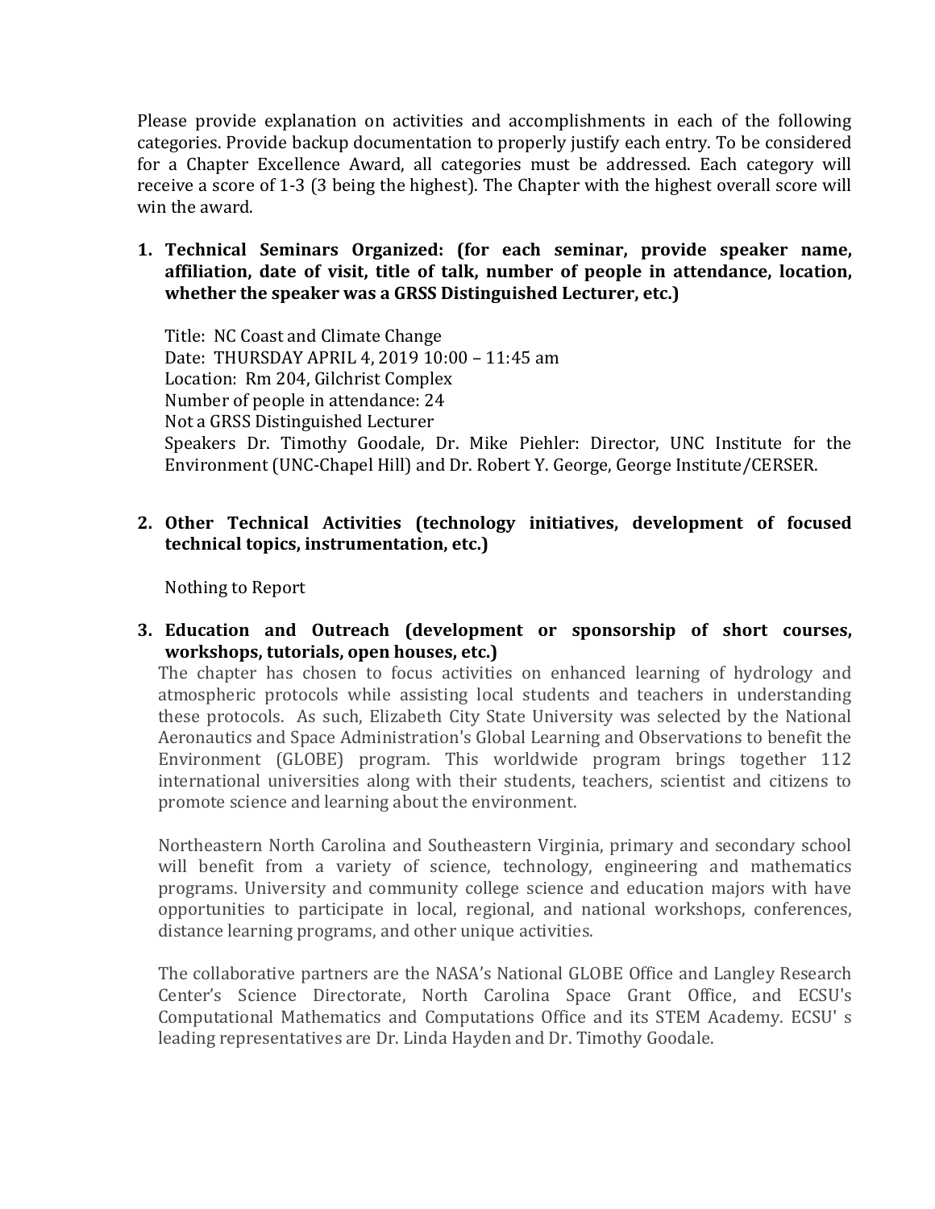Please provide explanation on activities and accomplishments in each of the following categories. Provide backup documentation to properly justify each entry. To be considered for a Chapter Excellence Award, all categories must be addressed. Each category will receive a score of 1-3 (3 being the highest). The Chapter with the highest overall score will win the award.

1. **Technical Seminars Organized: (for each seminar, provide speaker name, affiliation, date of visit, title of talk, number of people in attendance, location, whether the speaker was a GRSS Distinguished Lecturer, etc.)**

   Title: NC Coast and Climate Change
   Date: THURSDAY APRIL 4, 2019 10:00 – 11:45 am
   Location: Rm 204, Gilchrist Complex
   Number of people in attendance: 24
   Not a GRSS Distinguished Lecturer
   Speakers Dr. Timothy Goodale, Dr. Mike Piehler: Director, UNC Institute for the Environment (UNC-Chapel Hill) and Dr. Robert Y. George, George Institute/CERSER.

2. **Other Technical Activities (technology initiatives, development of focused technical topics, instrumentation, etc.)**

   Nothing to Report

3. **Education and Outreach (development or sponsorship of short courses, workshops, tutorials, open houses, etc.)**

   The chapter has chosen to focus activities on enhanced learning of hydrology and atmospheric protocols while assisting local students and teachers in understanding these protocols. As such, Elizabeth City State University was selected by the National Aeronautics and Space Administration's Global Learning and Observations to benefit the Environment (GLOBE) program. This worldwide program brings together 112 international universities along with their students, teachers, scientist and citizens to promote science and learning about the environment.

   Northeastern North Carolina and Southeastern Virginia, primary and secondary school will benefit from a variety of science, technology, engineering and mathematics programs. University and community college science and education majors with have opportunities to participate in local, regional, and national workshops, conferences, distance learning programs, and other unique activities.

   The collaborative partners are the NASA's National GLOBE Office and Langley Research Center's Science Directorate, North Carolina Space Grant Office, and ECSU's Computational Mathematics and Computations Office and its STEM Academy. ECSU' s leading representatives are Dr. Linda Hayden and Dr. Timothy Goodale.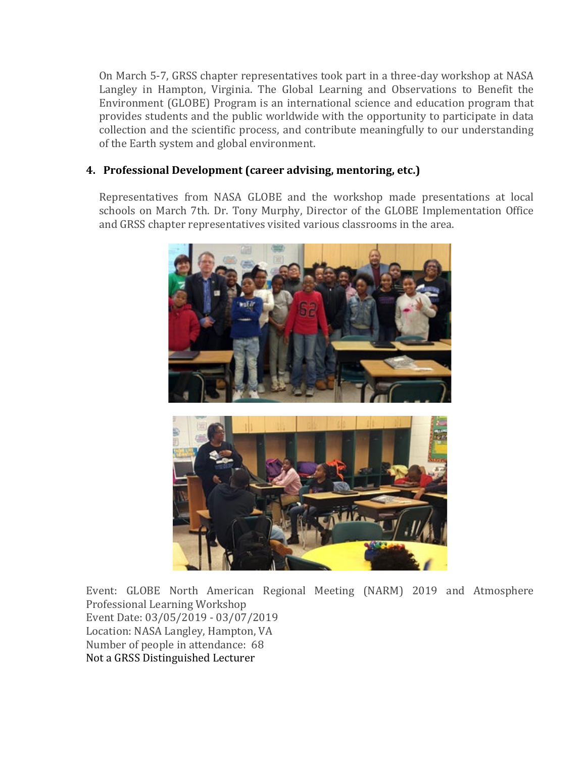On March 5-7, GRSS chapter representatives took part in a three-day workshop at NASA Langley in Hampton, Virginia. The Global Learning and Observations to Benefit the Environment (GLOBE) Program is an international science and education program that provides students and the public worldwide with the opportunity to participate in data collection and the scientific process, and contribute meaningfully to our understanding of the Earth system and global environment.

**4. Professional Development (career advising, mentoring, etc.)**

Representatives from NASA GLOBE and the workshop made presentations at local schools on March 7th. Dr. Tony Murphy, Director of the GLOBE Implementation Office and GRSS chapter representatives visited various classrooms in the area.

Event: GLOBE North American Regional Meeting (NARM) 2019 and Atmosphere Professional Learning Workshop
Event Date: 03/05/2019 - 03/07/2019
Location: NASA Langley, Hampton, VA
Number of people in attendance: 68
Not a GRSS Distinguished Lecturer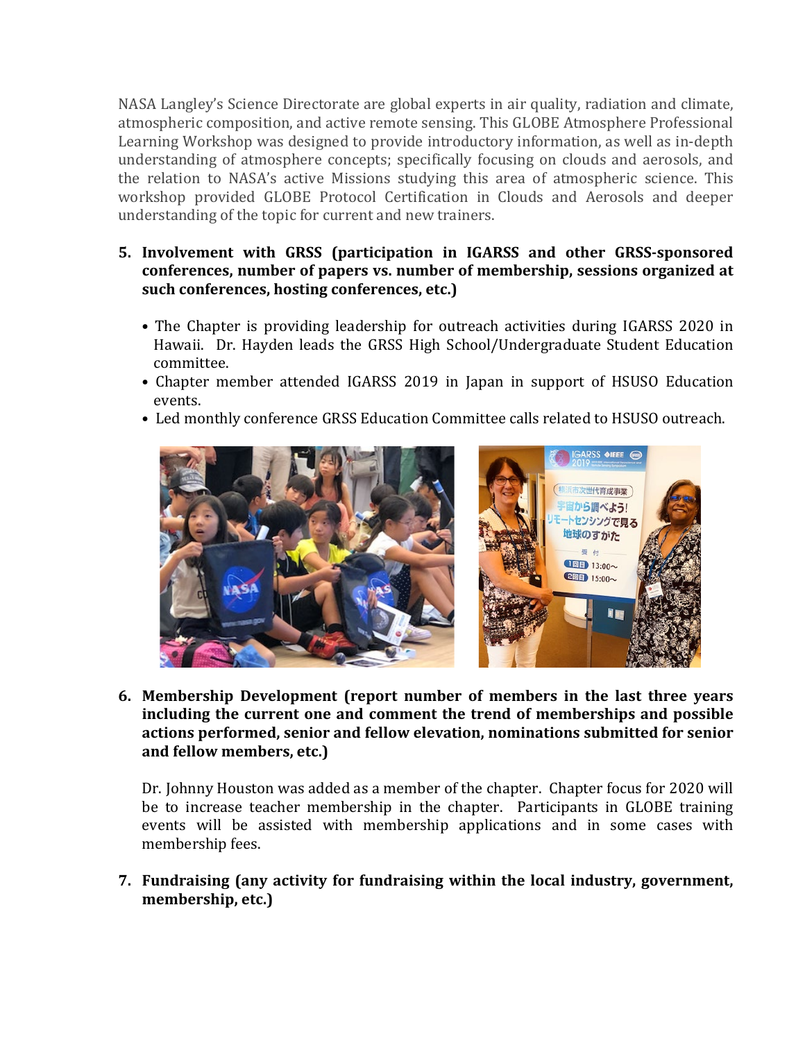NASA Langley's Science Directorate are global experts in air quality, radiation and climate, atmospheric composition, and active remote sensing. This GLOBE Atmosphere Professional Learning Workshop was designed to provide introductory information, as well as in-depth understanding of atmosphere concepts; specifically focusing on clouds and aerosols, and the relation to NASA's active Missions studying this area of atmospheric science. This workshop provided GLOBE Protocol Certification in Clouds and Aerosols and deeper understanding of the topic for current and new trainers.

5. **Involvement with GRSS (participation in IGARSS and other GRSS-sponsored conferences, number of papers vs. number of membership, sessions organized at such conferences, hosting conferences, etc.)**

   - The Chapter is providing leadership for outreach activities during IGARSS 2020 in Hawaii. Dr. Hayden leads the GRSS High School/Undergraduate Student Education committee.
   - Chapter member attended IGARSS 2019 in Japan in support of HSUSO Education events.
   - Led monthly conference GRSS Education Committee calls related to HSUSO outreach.

6. **Membership Development (report number of members in the last three years including the current one and comment the trend of memberships and possible actions performed, senior and fellow elevation, nominations submitted for senior and fellow members, etc.)**

   Dr. Johnny Houston was added as a member of the chapter. Chapter focus for 2020 will be to increase teacher membership in the chapter. Participants in GLOBE training events will be assisted with membership applications and in some cases with membership fees.

7. **Fundraising (any activity for fundraising within the local industry, government, membership, etc.)**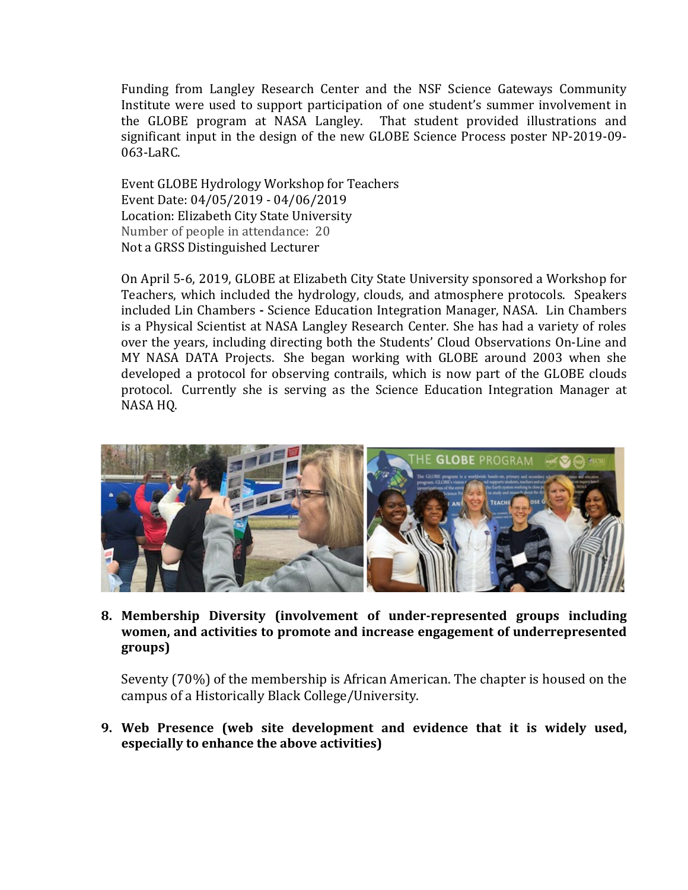Funding from Langley Research Center and the NSF Science Gateways Community Institute were used to support participation of one student's summer involvement in the GLOBE program at NASA Langley. That student provided illustrations and significant input in the design of the new GLOBE Science Process poster NP-2019-09-063-LaRC.

Event GLOBE Hydrology Workshop for Teachers
Event Date: 04/05/2019 - 04/06/2019
Location: Elizabeth City State University
Number of people in attendance: 20
Not a GRSS Distinguished Lecturer

On April 5-6, 2019, GLOBE at Elizabeth City State University sponsored a Workshop for Teachers, which included the hydrology, clouds, and atmosphere protocols. Speakers included Lin Chambers **-** Science Education Integration Manager, NASA. Lin Chambers is a Physical Scientist at NASA Langley Research Center. She has had a variety of roles over the years, including directing both the Students' Cloud Observations On-Line and MY NASA DATA Projects. She began working with GLOBE around 2003 when she developed a protocol for observing contrails, which is now part of the GLOBE clouds protocol. Currently she is serving as the Science Education Integration Manager at NASA HQ.

**8. Membership Diversity (involvement of under-represented groups including women, and activities to promote and increase engagement of underrepresented groups)**

Seventy (70%) of the membership is African American. The chapter is housed on the campus of a Historically Black College/University.

**9. Web Presence (web site development and evidence that it is widely used, especially to enhance the above activities)**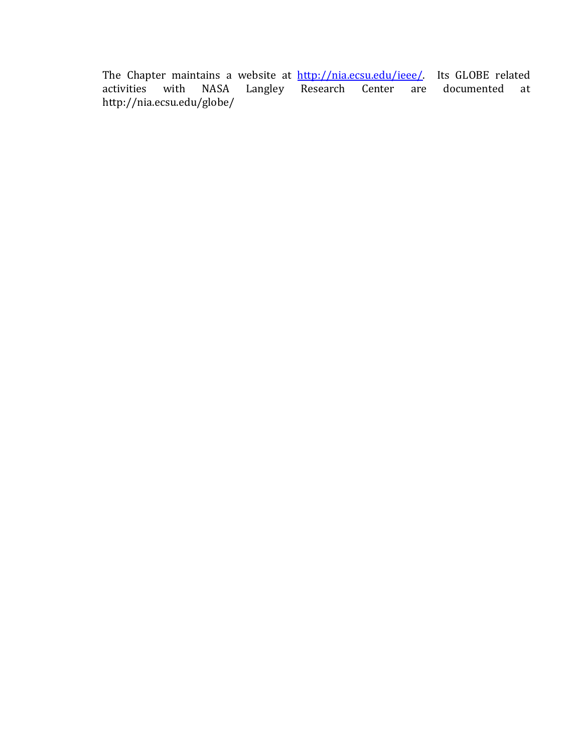The Chapter maintains a website at [http://nia.ecsu.edu/ieee/](http://nia.ecsu.edu/ieee/). Its GLOBE related activities with NASA Langley Research Center are documented at http://nia.ecsu.edu/globe/